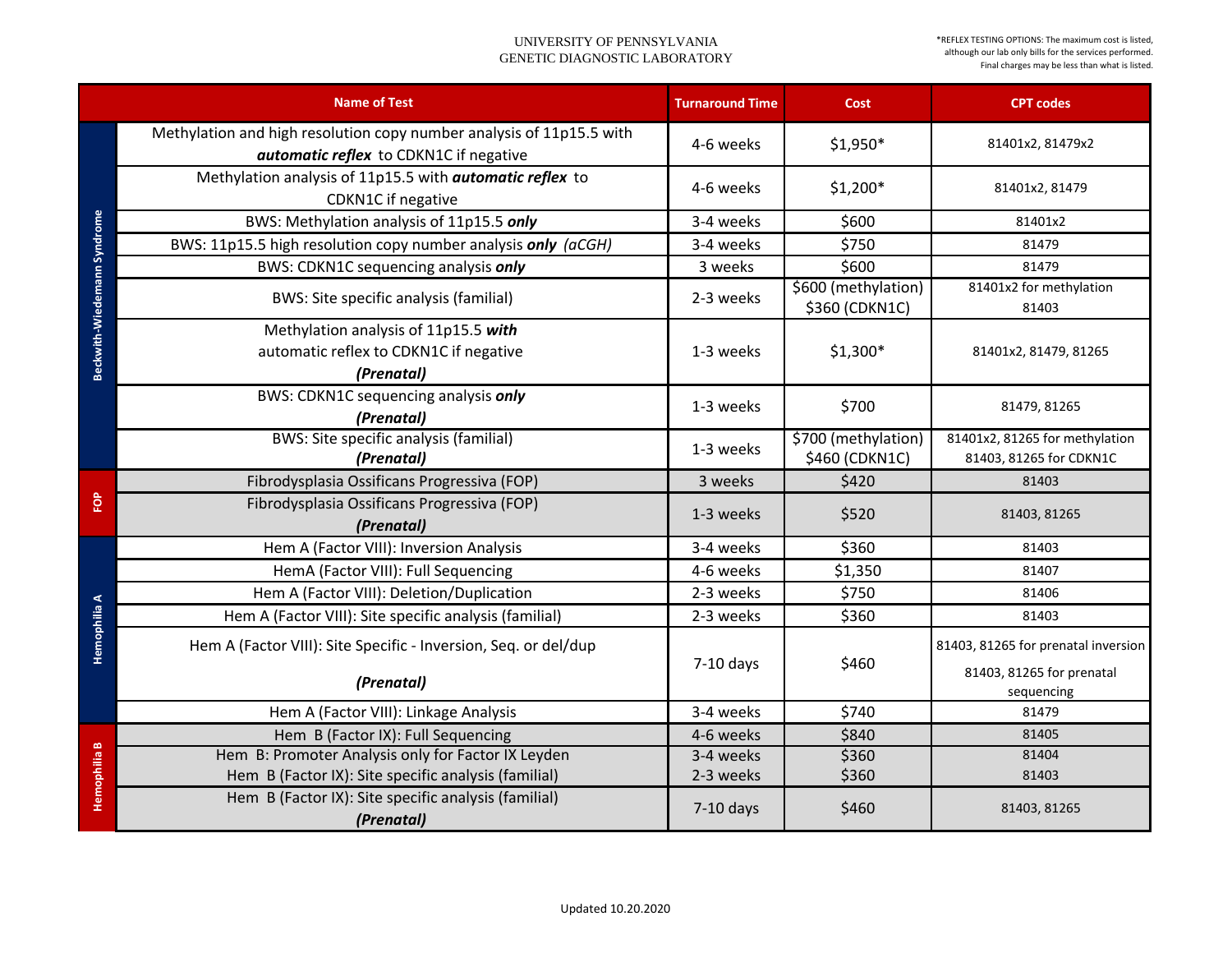UNIVERSITY OF PENNSYLVANIA
GENETIC DIAGNOSTIC LABORATORY

*REFLEX TESTING OPTIONS: The maximum cost is listed, although our lab only bills for the services performed. Final charges may be less than what is listed.

| | Name of Test | Turnaround Time | Cost | CPT codes |
|---|---|---|---|---|
| Beckwith-Wiedemann Syndrome | Methylation and high resolution copy number analysis of 11p15.5 with ***automatic reflex*** to CDKN1C if negative | 4-6 weeks | $1,950* | 81401x2, 81479x2 |
| | Methylation analysis of 11p15.5 with ***automatic reflex*** to CDKN1C if negative | 4-6 weeks | $1,200* | 81401x2, 81479 |
| | BWS: Methylation analysis of 11p15.5 ***only*** | 3-4 weeks | $600 | 81401x2 |
| | BWS: 11p15.5 high resolution copy number analysis ***only*** *(aCGH)* | 3-4 weeks | $750 | 81479 |
| | BWS: CDKN1C sequencing analysis ***only*** | 3 weeks | $600 | 81479 |
| | BWS: Site specific analysis (familial) | 2-3 weeks | $600 (methylation) $360 (CDKN1C) | 81401x2 for methylation 81403 |
| | Methylation analysis of 11p15.5 ***with*** automatic reflex to CDKN1C if negative ***(Prenatal)*** | 1-3 weeks | $1,300* | 81401x2, 81479, 81265 |
| | BWS: CDKN1C sequencing analysis ***only*** ***(Prenatal)*** | 1-3 weeks | $700 | 81479, 81265 |
| | BWS: Site specific analysis (familial) ***(Prenatal)*** | 1-3 weeks | $700 (methylation) $460 (CDKN1C) | 81401x2, 81265 for methylation 81403, 81265 for CDKN1C |
| FOP | Fibrodysplasia Ossificans Progressiva (FOP) | 3 weeks | $420 | 81403 |
| | Fibrodysplasia Ossificans Progressiva (FOP) ***(Prenatal)*** | 1-3 weeks | $520 | 81403, 81265 |
| Hemophilia A | Hem A (Factor VIII): Inversion Analysis | 3-4 weeks | $360 | 81403 |
| | HemA (Factor VIII): Full Sequencing | 4-6 weeks | $1,350 | 81407 |
| | Hem A (Factor VIII): Deletion/Duplication | 2-3 weeks | $750 | 81406 |
| | Hem A (Factor VIII): Site specific analysis (familial) | 2-3 weeks | $360 | 81403 |
| | Hem A (Factor VIII): Site Specific - Inversion, Seq. or del/dup ***(Prenatal)*** | 7-10 days | $460 | 81403, 81265 for prenatal inversion 81403, 81265 for prenatal sequencing |
| | Hem A (Factor VIII): Linkage Analysis | 3-4 weeks | $740 | 81479 |
| Hemophilia B | Hem B (Factor IX): Full Sequencing | 4-6 weeks | $840 | 81405 |
| | Hem B: Promoter Analysis only for Factor IX Leyden | 3-4 weeks | $360 | 81404 |
| | Hem B (Factor IX): Site specific analysis (familial) | 2-3 weeks | $360 | 81403 |
| | Hem B (Factor IX): Site specific analysis (familial) ***(Prenatal)*** | 7-10 days | $460 | 81403, 81265 |

Updated 10.20.2020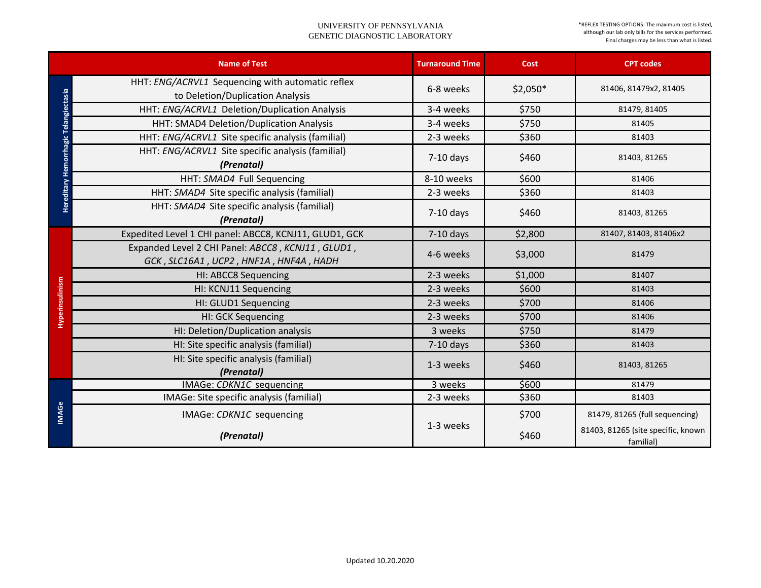UNIVERSITY OF PENNSYLVANIA
GENETIC DIAGNOSTIC LABORATORY

*REFLEX TESTING OPTIONS: The maximum cost is listed, although our lab only bills for the services performed. Final charges may be less than what is listed.

| | Name of Test | Turnaround Time | Cost | CPT codes |
|---|---|---|---|---|
| Hereditary Hemorrhagic Telangiectasia | HHT: *ENG/ACRVL1* Sequencing with automatic reflex to Deletion/Duplication Analysis | 6-8 weeks | $2,050* | 81406, 81479x2, 81405 |
| | HHT: *ENG/ACRVL1* Deletion/Duplication Analysis | 3-4 weeks | $750 | 81479, 81405 |
| | HHT: SMAD4 Deletion/Duplication Analysis | 3-4 weeks | $750 | 81405 |
| | HHT: *ENG/ACRVL1* Site specific analysis (familial) | 2-3 weeks | $360 | 81403 |
| | HHT: *ENG/ACRVL1* Site specific analysis (familial) ***(Prenatal)*** | 7-10 days | $460 | 81403, 81265 |
| | HHT: *SMAD4* Full Sequencing | 8-10 weeks | $600 | 81406 |
| | HHT: *SMAD4* Site specific analysis (familial) | 2-3 weeks | $360 | 81403 |
| | HHT: *SMAD4* Site specific analysis (familial) ***(Prenatal)*** | 7-10 days | $460 | 81403, 81265 |
| Hyperinsulinism | Expedited Level 1 CHI panel: ABCC8, KCNJ11, GLUD1, GCK | 7-10 days | $2,800 | 81407, 81403, 81406x2 |
| | Expanded Level 2 CHI Panel: *ABCC8* , *KCNJ11* , *GLUD1* , *GCK* , *SLC16A1* , *UCP2* , *HNF1A* , *HNF4A* , *HADH* | 4-6 weeks | $3,000 | 81479 |
| | HI: ABCC8 Sequencing | 2-3 weeks | $1,000 | 81407 |
| | HI: KCNJ11 Sequencing | 2-3 weeks | $600 | 81403 |
| | HI: GLUD1 Sequencing | 2-3 weeks | $700 | 81406 |
| | HI: GCK Sequencing | 2-3 weeks | $700 | 81406 |
| | HI: Deletion/Duplication analysis | 3 weeks | $750 | 81479 |
| | HI: Site specific analysis (familial) | 7-10 days | $360 | 81403 |
| | HI: Site specific analysis (familial) ***(Prenatal)*** | 1-3 weeks | $460 | 81403, 81265 |
| IMAGe | IMAGe: *CDKN1C* sequencing | 3 weeks | $600 | 81479 |
| | IMAGe: Site specific analysis (familial) | 2-3 weeks | $360 | 81403 |
| | IMAGe: *CDKN1C* sequencing | 1-3 weeks | $700 | 81479, 81265 (full sequencing) |
| | ***(Prenatal)*** | | $460 | 81403, 81265 (site specific, known familial) |

Updated 10.20.2020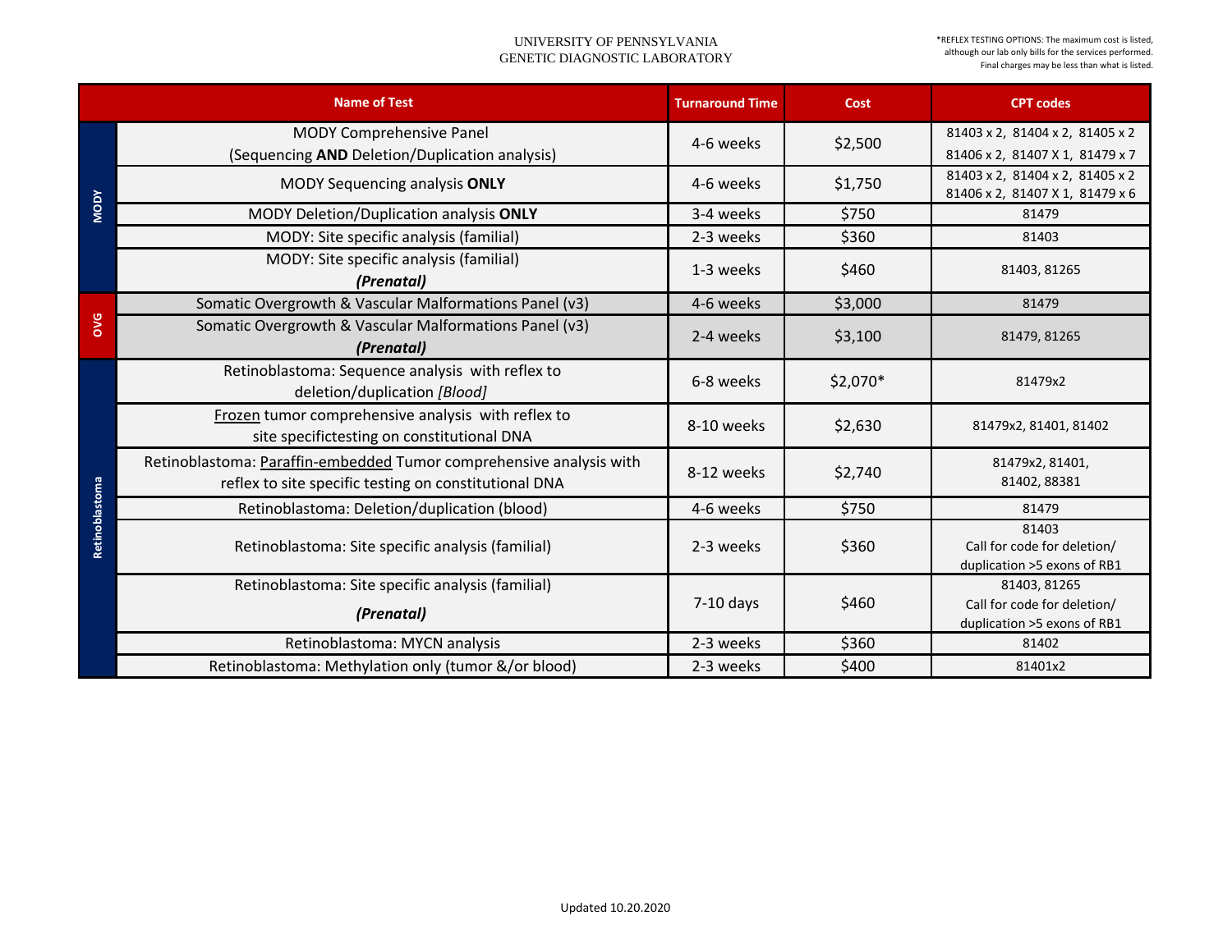UNIVERSITY OF PENNSYLVANIA
GENETIC DIAGNOSTIC LABORATORY

*REFLEX TESTING OPTIONS: The maximum cost is listed, although our lab only bills for the services performed. Final charges may be less than what is listed.

| | Name of Test | Turnaround Time | Cost | CPT codes |
|---|---|---|---|---|
| MODY | MODY Comprehensive Panel (Sequencing **AND** Deletion/Duplication analysis) | 4-6 weeks | $2,500 | 81403 x 2, 81404 x 2, 81405 x 2 81406 x 2, 81407 X 1, 81479 x 7 |
| | MODY Sequencing analysis **ONLY** | 4-6 weeks | $1,750 | 81403 x 2, 81404 x 2, 81405 x 2 81406 x 2, 81407 X 1, 81479 x 6 |
| | MODY Deletion/Duplication analysis **ONLY** | 3-4 weeks | $750 | 81479 |
| | MODY: Site specific analysis (familial) | 2-3 weeks | $360 | 81403 |
| | MODY: Site specific analysis (familial) ***(Prenatal)*** | 1-3 weeks | $460 | 81403, 81265 |
| OVG | Somatic Overgrowth & Vascular Malformations Panel (v3) | 4-6 weeks | $3,000 | 81479 |
| | Somatic Overgrowth & Vascular Malformations Panel (v3) ***(Prenatal)*** | 2-4 weeks | $3,100 | 81479, 81265 |
| Retinoblastoma | Retinoblastoma: Sequence analysis with reflex to deletion/duplication *[Blood]* | 6-8 weeks | $2,070* | 81479x2 |
| | Frozen tumor comprehensive analysis with reflex to site specifictesting on constitutional DNA | 8-10 weeks | $2,630 | 81479x2, 81401, 81402 |
| | Retinoblastoma: Paraffin-embedded Tumor comprehensive analysis with reflex to site specific testing on constitutional DNA | 8-12 weeks | $2,740 | 81479x2, 81401, 81402, 88381 |
| | Retinoblastoma: Deletion/duplication (blood) | 4-6 weeks | $750 | 81479 |
| | Retinoblastoma: Site specific analysis (familial) | 2-3 weeks | $360 | 81403 Call for code for deletion/ duplication >5 exons of RB1 |
| | Retinoblastoma: Site specific analysis (familial) ***(Prenatal)*** | 7-10 days | $460 | 81403, 81265 Call for code for deletion/ duplication >5 exons of RB1 |
| | Retinoblastoma: MYCN analysis | 2-3 weeks | $360 | 81402 |
| | Retinoblastoma: Methylation only (tumor &/or blood) | 2-3 weeks | $400 | 81401x2 |

Updated 10.20.2020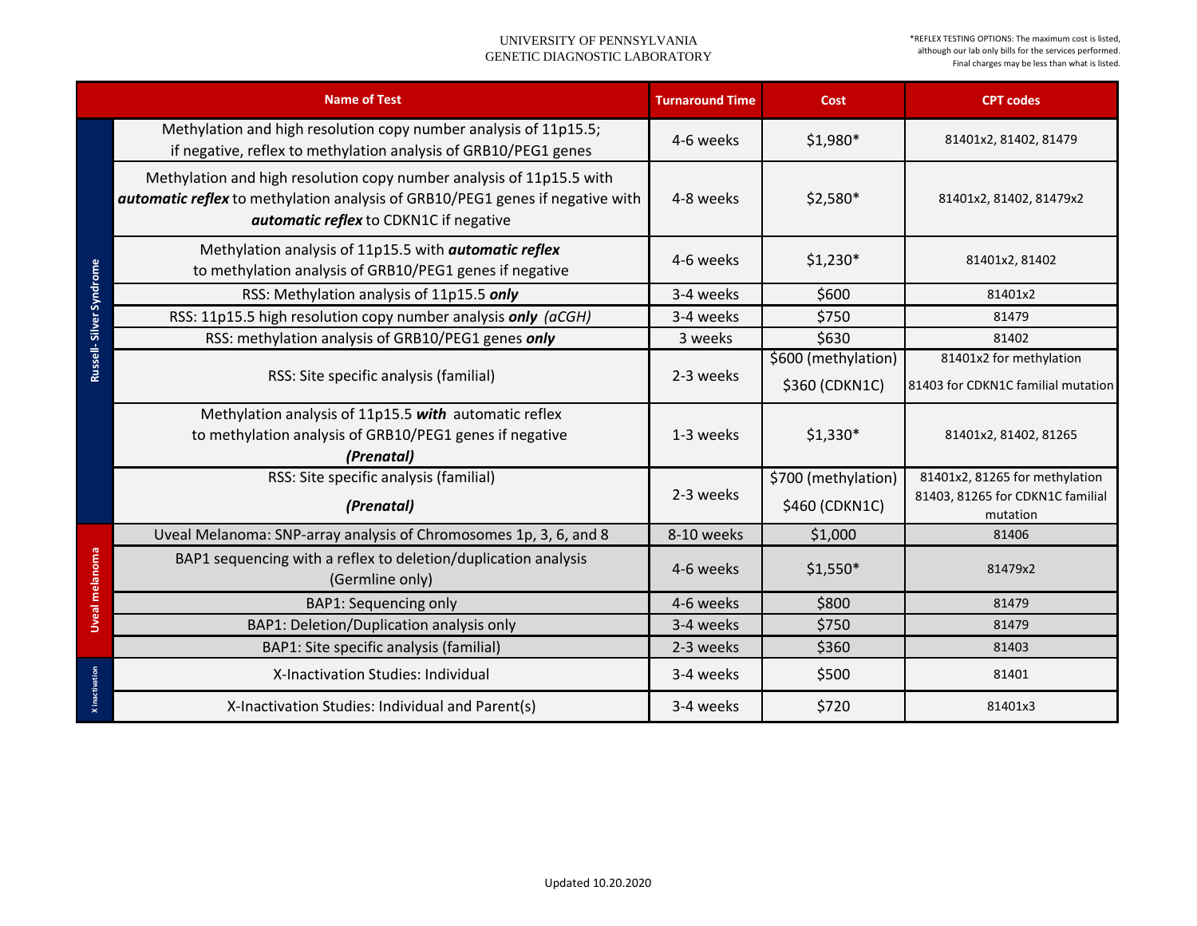UNIVERSITY OF PENNSYLVANIA
GENETIC DIAGNOSTIC LABORATORY

*REFLEX TESTING OPTIONS: The maximum cost is listed, although our lab only bills for the services performed. Final charges may be less than what is listed.

| | Name of Test | Turnaround Time | Cost | CPT codes |
|---|---|---|---|---|
| Russell- Silver Syndrome | Methylation and high resolution copy number analysis of 11p15.5; if negative, reflex to methylation analysis of GRB10/PEG1 genes | 4-6 weeks | $1,980* | 81401x2, 81402, 81479 |
| | Methylation and high resolution copy number analysis of 11p15.5 with ***automatic reflex*** to methylation analysis of GRB10/PEG1 genes if negative with ***automatic reflex*** to CDKN1C if negative | 4-8 weeks | $2,580* | 81401x2, 81402, 81479x2 |
| | Methylation analysis of 11p15.5 with ***automatic reflex*** to methylation analysis of GRB10/PEG1 genes if negative | 4-6 weeks | $1,230* | 81401x2, 81402 |
| | RSS: Methylation analysis of 11p15.5 ***only*** | 3-4 weeks | $600 | 81401x2 |
| | RSS: 11p15.5 high resolution copy number analysis ***only*** *(aCGH)* | 3-4 weeks | $750 | 81479 |
| | RSS: methylation analysis of GRB10/PEG1 genes ***only*** | 3 weeks | $630 | 81402 |
| | RSS: Site specific analysis (familial) | 2-3 weeks | $600 (methylation) $360 (CDKN1C) | 81401x2 for methylation 81403 for CDKN1C familial mutation |
| | Methylation analysis of 11p15.5 ***with*** automatic reflex to methylation analysis of GRB10/PEG1 genes if negative ***(Prenatal)*** | 1-3 weeks | $1,330* | 81401x2, 81402, 81265 |
| | RSS: Site specific analysis (familial) ***(Prenatal)*** | 2-3 weeks | $700 (methylation) $460 (CDKN1C) | 81401x2, 81265 for methylation 81403, 81265 for CDKN1C familial mutation |
| Uveal melanoma | Uveal Melanoma: SNP-array analysis of Chromosomes 1p, 3, 6, and 8 | 8-10 weeks | $1,000 | 81406 |
| | BAP1 sequencing with a reflex to deletion/duplication analysis (Germline only) | 4-6 weeks | $1,550* | 81479x2 |
| | BAP1: Sequencing only | 4-6 weeks | $800 | 81479 |
| | BAP1: Deletion/Duplication analysis only | 3-4 weeks | $750 | 81479 |
| | BAP1: Site specific analysis (familial) | 2-3 weeks | $360 | 81403 |
| X inactivation | X-Inactivation Studies: Individual | 3-4 weeks | $500 | 81401 |
| | X-Inactivation Studies: Individual and Parent(s) | 3-4 weeks | $720 | 81401x3 |

Updated 10.20.2020